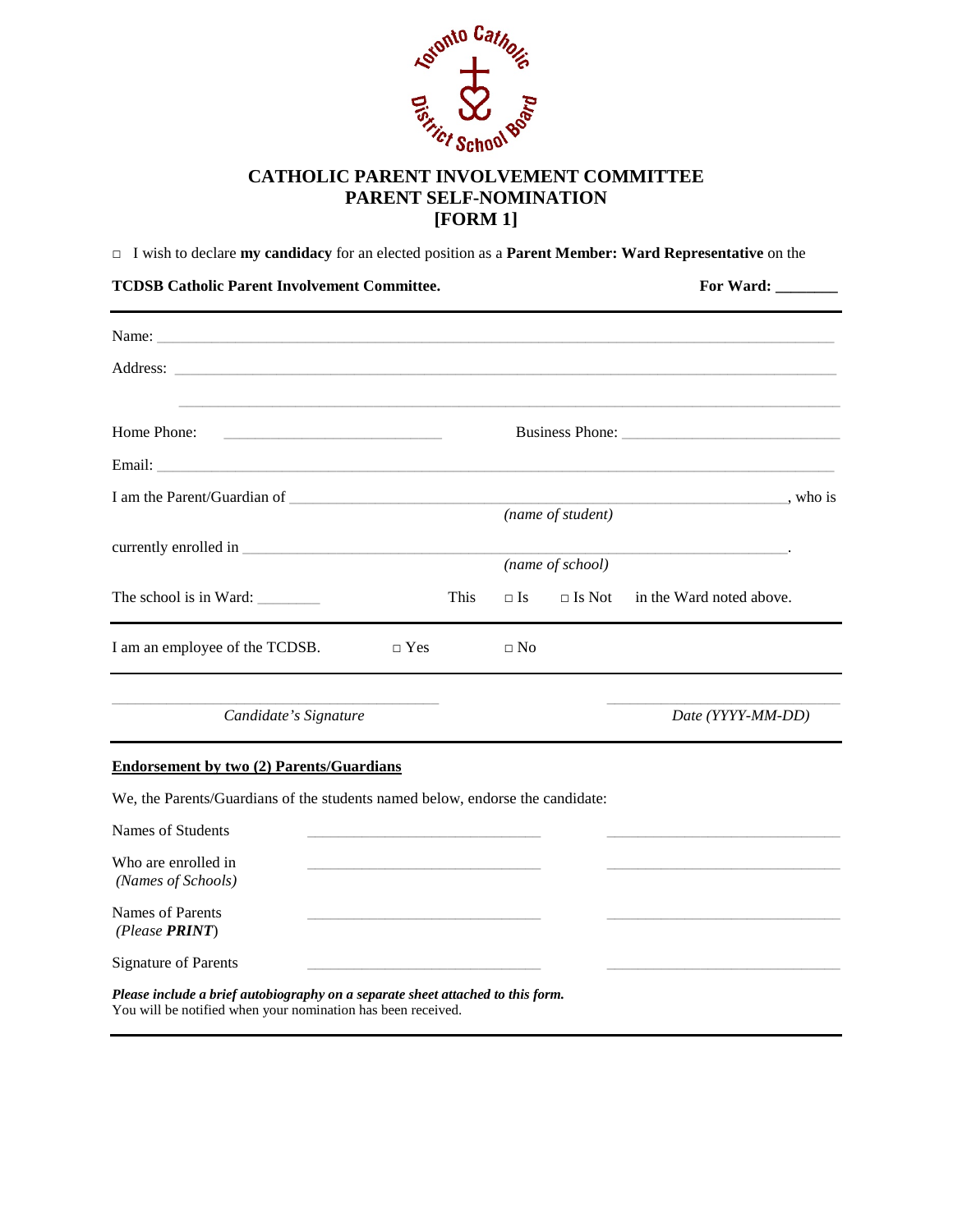# CATHOLIC PARENT INVOLVEMENT COMMITTEE
## PARENT SELF-NOMINATION
## [FORM 1]

□ I wish to declare **my candidacy** for an elected position as a **Parent Member: Ward Representative** on the

**TCDSB Catholic Parent Involvement Committee.** **For Ward: _______**

---

Name: ______________________________________________________________________________

Address: ____________________________________________________________________________

_____________________________________________________________________________________

Home Phone: ___________________________ Business Phone: ___________________________

Email: ______________________________________________________________________________

I am the Parent/Guardian of ____________________________________________________, who is
*(name of student)*

currently enrolled in _________________________________________________________________.
*(name of school)*

The school is in Ward: ________ This □ Is □ Is Not in the Ward noted above.

---

I am an employee of the TCDSB. □ Yes □ No

---

_______________________________ _______________________
*Candidate's Signature* *Date (YYYY-MM-DD)*

---

**Endorsement by two (2) Parents/Guardians**

We, the Parents/Guardians of the students named below, endorse the candidate:

| | | |
|---|---|---|
| Names of Students | ____________________ | ____________________ |
| Who are enrolled in *(Names of Schools)* | ____________________ | ____________________ |
| Names of Parents *(Please **PRINT**)* | ____________________ | ____________________ |
| Signature of Parents | ____________________ | ____________________ |

***Please include a brief autobiography on a separate sheet attached to this form.***
You will be notified when your nomination has been received.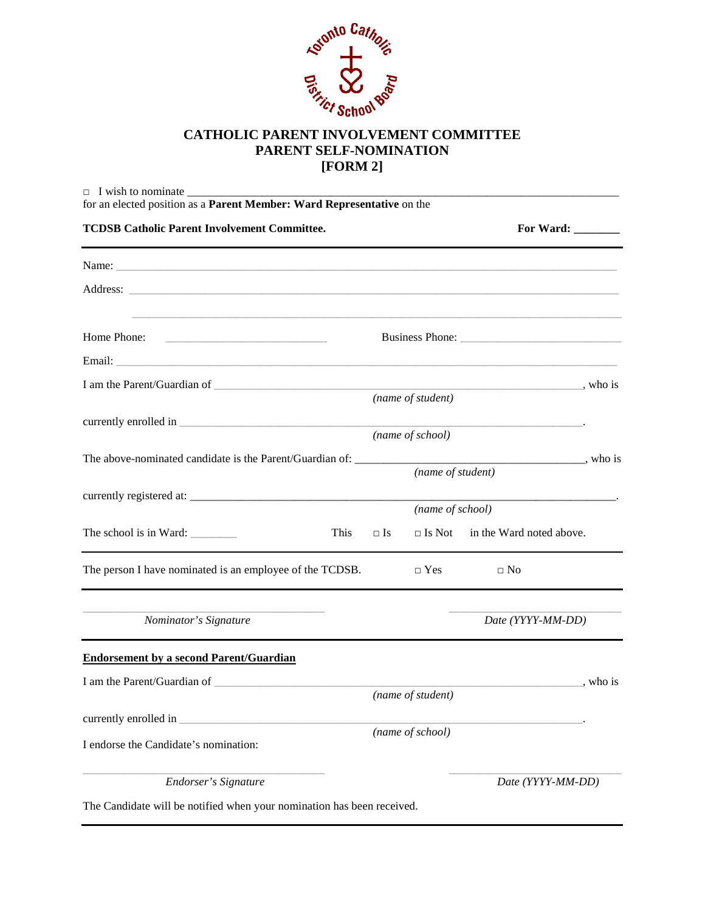# CATHOLIC PARENT INVOLVEMENT COMMITTEE
## PARENT SELF-NOMINATION
## [FORM 2]

□ I wish to nominate ___________________________________________
for an elected position as a **Parent Member: Ward Representative** on the

**TCDSB Catholic Parent Involvement Committee.** **For Ward: ________**

---

Name: ___________________________________________

Address: ___________________________________________

___________________________________________

Home Phone: ____________________ Business Phone: ____________________

Email: ___________________________________________

I am the Parent/Guardian of ___________________________________________, who is
*(name of student)*

currently enrolled in ___________________________________________.
*(name of school)*

The above-nominated candidate is the Parent/Guardian of: ______________________________, who is
*(name of student)*

currently registered at: ___________________________________________.
*(name of school)*

The school is in Ward: ________ This □ Is □ Is Not in the Ward noted above.

---

The person I have nominated is an employee of the TCDSB. □ Yes □ No

---

___________________________ ___________________________
*Nominator's Signature* *Date (YYYY-MM-DD)*

---

**Endorsement by a second Parent/Guardian**

I am the Parent/Guardian of ___________________________________________, who is
*(name of student)*

currently enrolled in ___________________________________________.
*(name of school)*

I endorse the Candidate's nomination:

___________________________ ___________________________
*Endorser's Signature* *Date (YYYY-MM-DD)*

The Candidate will be notified when your nomination has been received.